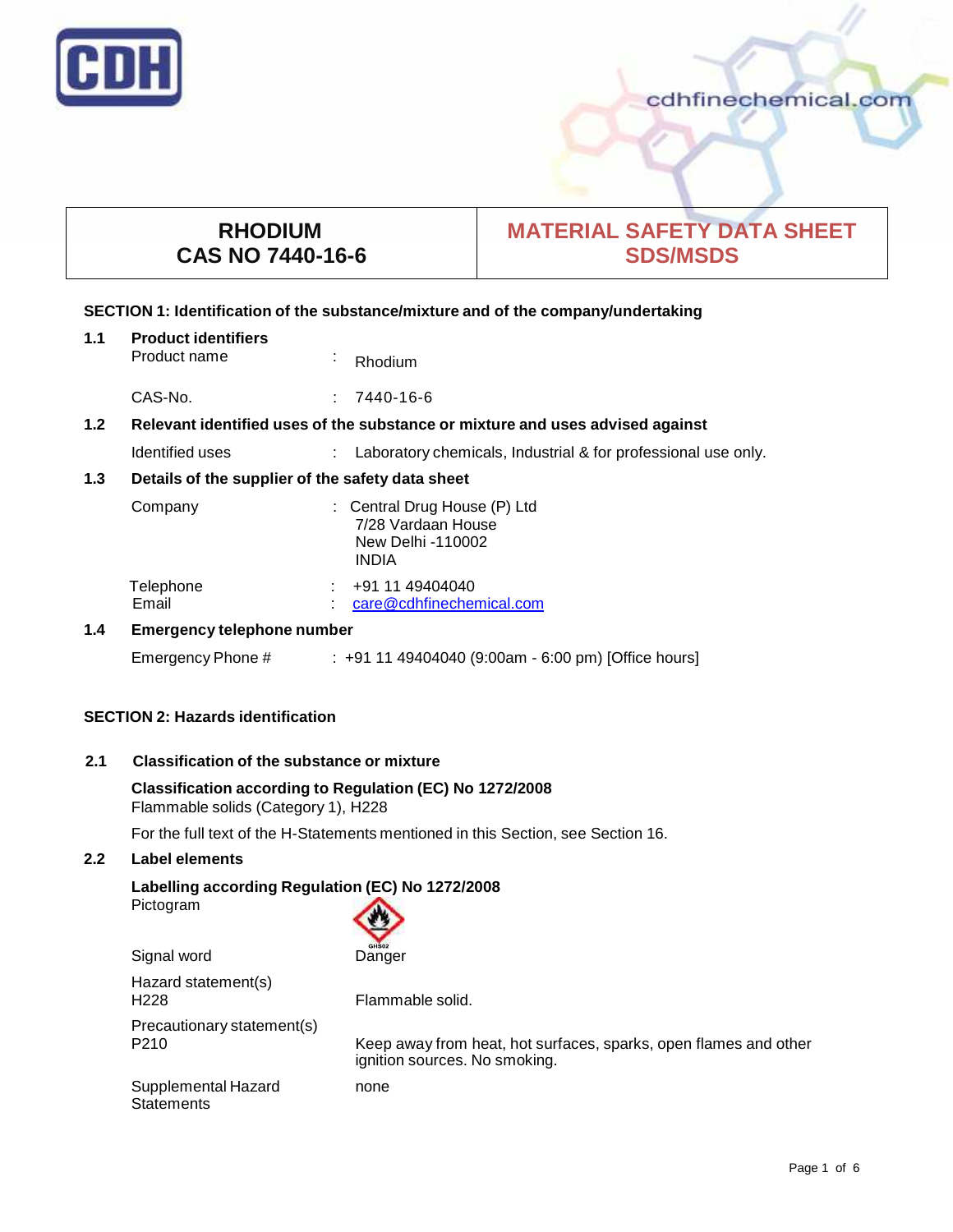CDH

cdhfinechemical.com

| RHODIUM<br>CAS NO 7440-16-6 | MATERIAL SAFETY DATA SHEET<br>SDS/MSDS |
|---|---|

## SECTION 1: Identification of the substance/mixture and of the company/undertaking

### 1.1 Product identifiers

Product name : Rhodium

CAS-No. : 7440-16-6

### 1.2 Relevant identified uses of the substance or mixture and uses advised against

Identified uses : Laboratory chemicals, Industrial & for professional use only.

### 1.3 Details of the supplier of the safety data sheet

Company : Central Drug House (P) Ltd
7/28 Vardaan House
New Delhi -110002
INDIA

Telephone : +91 11 49404040
Email : care@cdhfinechemical.com

### 1.4 Emergency telephone number

Emergency Phone # : +91 11 49404040 (9:00am - 6:00 pm) [Office hours]

## SECTION 2: Hazards identification

### 2.1 Classification of the substance or mixture

**Classification according to Regulation (EC) No 1272/2008**
Flammable solids (Category 1), H228

For the full text of the H-Statements mentioned in this Section, see Section 16.

### 2.2 Label elements

**Labelling according Regulation (EC) No 1272/2008**

Pictogram: GHS02

Signal word: Danger

Hazard statement(s)
H228: Flammable solid.

Precautionary statement(s)
P210: Keep away from heat, hot surfaces, sparks, open flames and other ignition sources. No smoking.

Supplemental Hazard Statements: none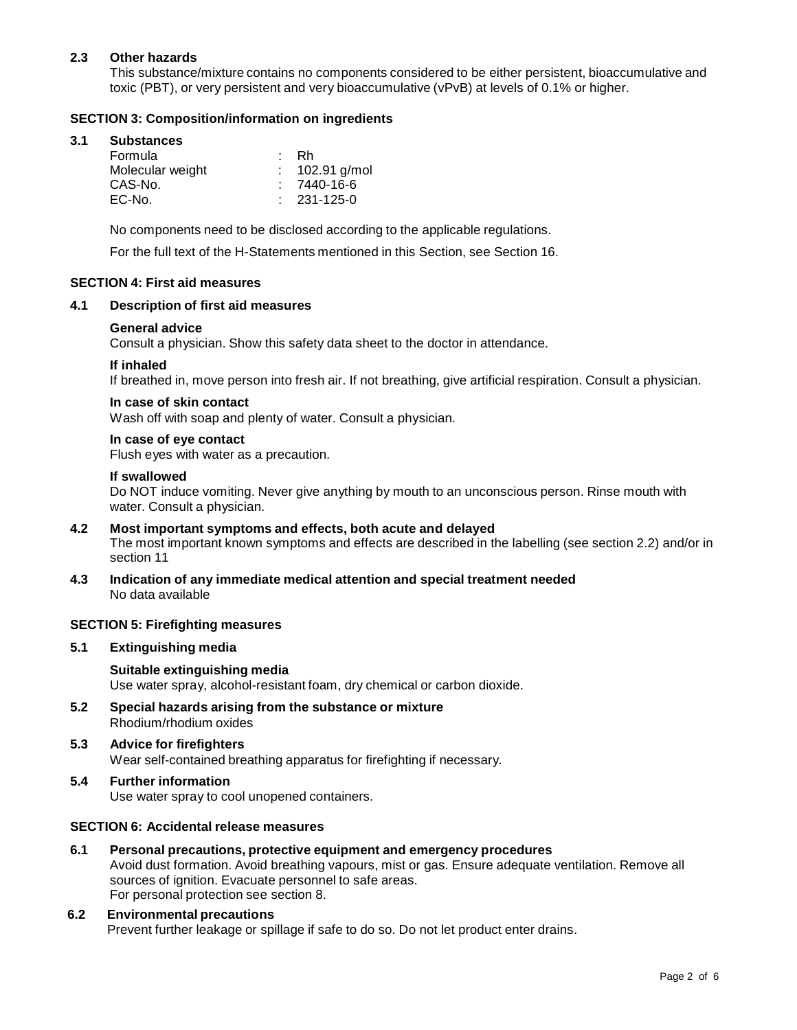### 2.3 Other hazards

This substance/mixture contains no components considered to be either persistent, bioaccumulative and toxic (PBT), or very persistent and very bioaccumulative (vPvB) at levels of 0.1% or higher.

## SECTION 3: Composition/information on ingredients

### 3.1 Substances

| | | |
|---|---|---|
| Formula | : | Rh |
| Molecular weight | : | 102.91 g/mol |
| CAS-No. | : | 7440-16-6 |
| EC-No. | : | 231-125-0 |

No components need to be disclosed according to the applicable regulations.

For the full text of the H-Statements mentioned in this Section, see Section 16.

## SECTION 4: First aid measures

### 4.1 Description of first aid measures

**General advice**

Consult a physician. Show this safety data sheet to the doctor in attendance.

**If inhaled**

If breathed in, move person into fresh air. If not breathing, give artificial respiration. Consult a physician.

**In case of skin contact**

Wash off with soap and plenty of water. Consult a physician.

**In case of eye contact**

Flush eyes with water as a precaution.

**If swallowed**

Do NOT induce vomiting. Never give anything by mouth to an unconscious person. Rinse mouth with water. Consult a physician.

### 4.2 Most important symptoms and effects, both acute and delayed

The most important known symptoms and effects are described in the labelling (see section 2.2) and/or in section 11

### 4.3 Indication of any immediate medical attention and special treatment needed

No data available

## SECTION 5: Firefighting measures

### 5.1 Extinguishing media

**Suitable extinguishing media**

Use water spray, alcohol-resistant foam, dry chemical or carbon dioxide.

### 5.2 Special hazards arising from the substance or mixture

Rhodium/rhodium oxides

### 5.3 Advice for firefighters

Wear self-contained breathing apparatus for firefighting if necessary.

### 5.4 Further information

Use water spray to cool unopened containers.

## SECTION 6: Accidental release measures

### 6.1 Personal precautions, protective equipment and emergency procedures

Avoid dust formation. Avoid breathing vapours, mist or gas. Ensure adequate ventilation. Remove all sources of ignition. Evacuate personnel to safe areas.
For personal protection see section 8.

### 6.2 Environmental precautions

Prevent further leakage or spillage if safe to do so. Do not let product enter drains.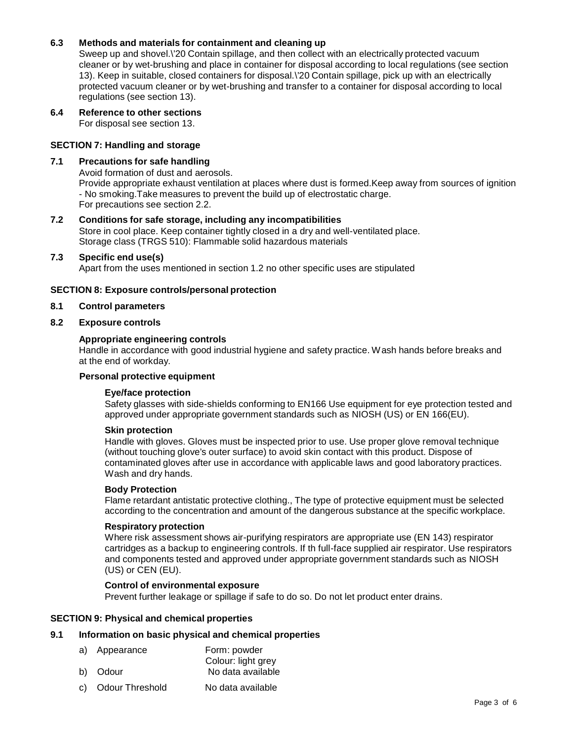### 6.3 Methods and materials for containment and cleaning up

Sweep up and shovel.\'20 Contain spillage, and then collect with an electrically protected vacuum cleaner or by wet-brushing and place in container for disposal according to local regulations (see section 13). Keep in suitable, closed containers for disposal.\'20 Contain spillage, pick up with an electrically protected vacuum cleaner or by wet-brushing and transfer to a container for disposal according to local regulations (see section 13).

### 6.4 Reference to other sections

For disposal see section 13.

## SECTION 7: Handling and storage

### 7.1 Precautions for safe handling

Avoid formation of dust and aerosols.
Provide appropriate exhaust ventilation at places where dust is formed.Keep away from sources of ignition - No smoking.Take measures to prevent the build up of electrostatic charge.
For precautions see section 2.2.

### 7.2 Conditions for safe storage, including any incompatibilities

Store in cool place. Keep container tightly closed in a dry and well-ventilated place.
Storage class (TRGS 510): Flammable solid hazardous materials

### 7.3 Specific end use(s)

Apart from the uses mentioned in section 1.2 no other specific uses are stipulated

## SECTION 8: Exposure controls/personal protection

### 8.1 Control parameters

### 8.2 Exposure controls

#### Appropriate engineering controls

Handle in accordance with good industrial hygiene and safety practice. Wash hands before breaks and at the end of workday.

#### Personal protective equipment

**Eye/face protection**

Safety glasses with side-shields conforming to EN166 Use equipment for eye protection tested and approved under appropriate government standards such as NIOSH (US) or EN 166(EU).

**Skin protection**

Handle with gloves. Gloves must be inspected prior to use. Use proper glove removal technique (without touching glove's outer surface) to avoid skin contact with this product. Dispose of contaminated gloves after use in accordance with applicable laws and good laboratory practices. Wash and dry hands.

**Body Protection**

Flame retardant antistatic protective clothing., The type of protective equipment must be selected according to the concentration and amount of the dangerous substance at the specific workplace.

**Respiratory protection**

Where risk assessment shows air-purifying respirators are appropriate use (EN 143) respirator cartridges as a backup to engineering controls. If th full-face supplied air respirator. Use respirators and components tested and approved under appropriate government standards such as NIOSH (US) or CEN (EU).

**Control of environmental exposure**

Prevent further leakage or spillage if safe to do so. Do not let product enter drains.

## SECTION 9: Physical and chemical properties

### 9.1 Information on basic physical and chemical properties

| | |
|---|---|
| a) Appearance | Form: powder<br>Colour: light grey |
| b) Odour | No data available |
| c) Odour Threshold | No data available |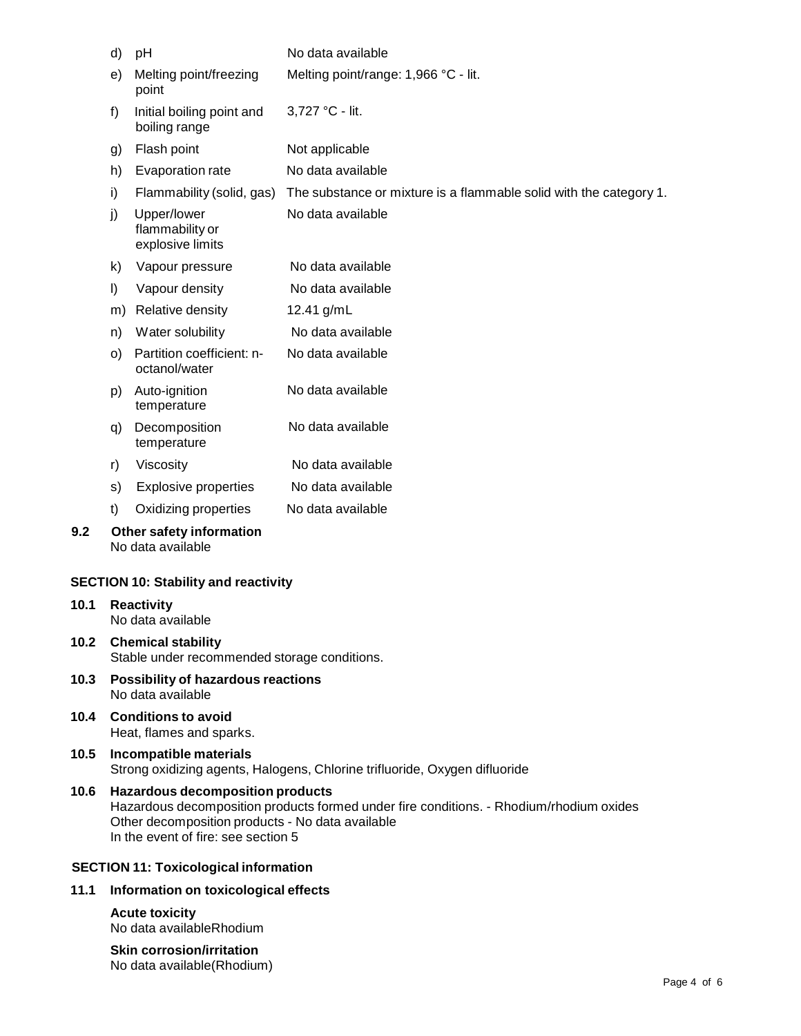| | | |
|---|---|---|
| d) | pH | No data available |
| e) | Melting point/freezing point | Melting point/range: 1,966 °C - lit. |
| f) | Initial boiling point and boiling range | 3,727 °C - lit. |
| g) | Flash point | Not applicable |
| h) | Evaporation rate | No data available |
| i) | Flammability (solid, gas) | The substance or mixture is a flammable solid with the category 1. |
| j) | Upper/lower flammability or explosive limits | No data available |
| k) | Vapour pressure | No data available |
| l) | Vapour density | No data available |
| m) | Relative density | 12.41 g/mL |
| n) | Water solubility | No data available |
| o) | Partition coefficient: n-octanol/water | No data available |
| p) | Auto-ignition temperature | No data available |
| q) | Decomposition temperature | No data available |
| r) | Viscosity | No data available |
| s) | Explosive properties | No data available |
| t) | Oxidizing properties | No data available |

**9.2 Other safety information**
No data available

## SECTION 10: Stability and reactivity

**10.1 Reactivity**
No data available

**10.2 Chemical stability**
Stable under recommended storage conditions.

**10.3 Possibility of hazardous reactions**
No data available

**10.4 Conditions to avoid**
Heat, flames and sparks.

**10.5 Incompatible materials**
Strong oxidizing agents, Halogens, Chlorine trifluoride, Oxygen difluoride

**10.6 Hazardous decomposition products**
Hazardous decomposition products formed under fire conditions. - Rhodium/rhodium oxides
Other decomposition products - No data available
In the event of fire: see section 5

## SECTION 11: Toxicological information

**11.1 Information on toxicological effects**

**Acute toxicity**
No data availableRhodium

**Skin corrosion/irritation**
No data available(Rhodium)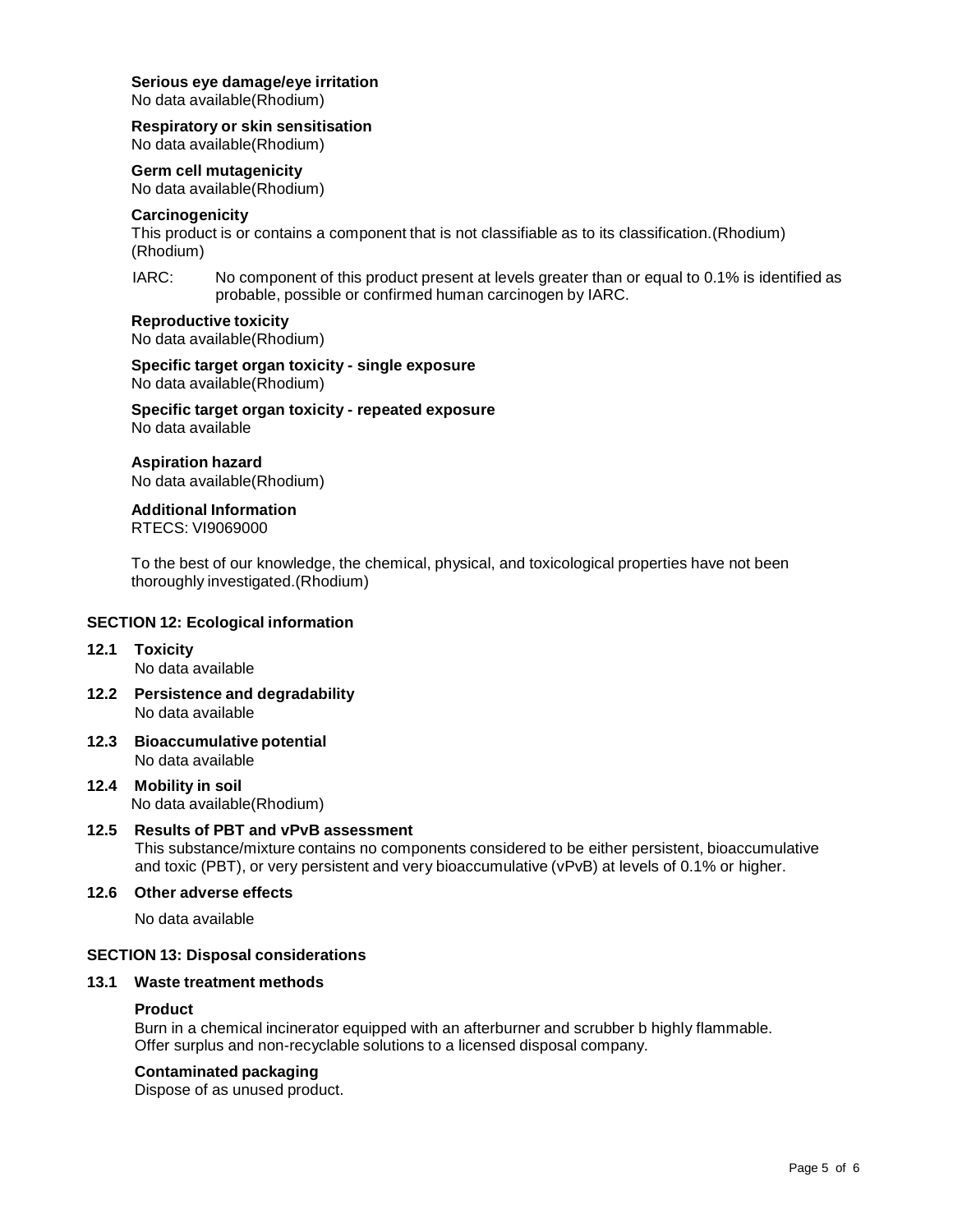**Serious eye damage/eye irritation**
No data available(Rhodium)

**Respiratory or skin sensitisation**
No data available(Rhodium)

**Germ cell mutagenicity**
No data available(Rhodium)

**Carcinogenicity**
This product is or contains a component that is not classifiable as to its classification.(Rhodium) (Rhodium)

IARC: No component of this product present at levels greater than or equal to 0.1% is identified as probable, possible or confirmed human carcinogen by IARC.

**Reproductive toxicity**
No data available(Rhodium)

**Specific target organ toxicity - single exposure**
No data available(Rhodium)

**Specific target organ toxicity - repeated exposure**
No data available

**Aspiration hazard**
No data available(Rhodium)

**Additional Information**
RTECS: VI9069000

To the best of our knowledge, the chemical, physical, and toxicological properties have not been thoroughly investigated.(Rhodium)

## SECTION 12: Ecological information

### 12.1 Toxicity
No data available

### 12.2 Persistence and degradability
No data available

### 12.3 Bioaccumulative potential
No data available

### 12.4 Mobility in soil
No data available(Rhodium)

### 12.5 Results of PBT and vPvB assessment
This substance/mixture contains no components considered to be either persistent, bioaccumulative and toxic (PBT), or very persistent and very bioaccumulative (vPvB) at levels of 0.1% or higher.

### 12.6 Other adverse effects
No data available

## SECTION 13: Disposal considerations

### 13.1 Waste treatment methods

**Product**
Burn in a chemical incinerator equipped with an afterburner and scrubber b highly flammable. Offer surplus and non-recyclable solutions to a licensed disposal company.

**Contaminated packaging**
Dispose of as unused product.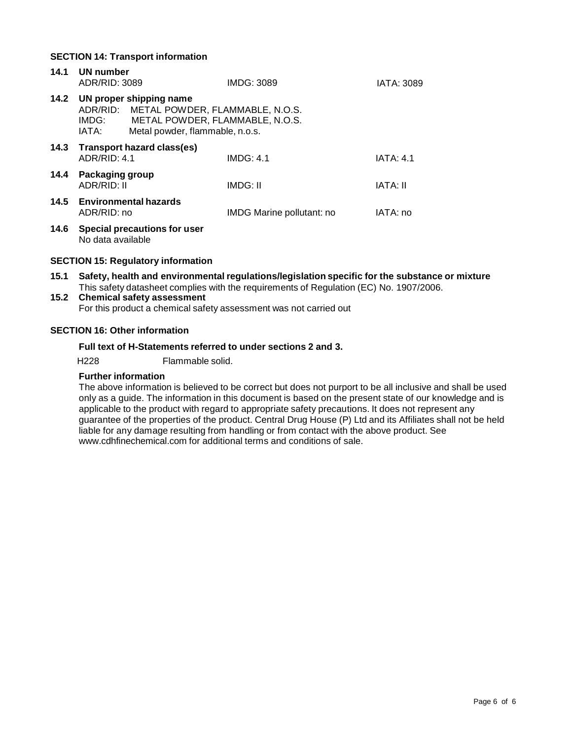## SECTION 14: Transport information

**14.1 UN number**

| | | |
|---|---|---|
| ADR/RID: 3089 | IMDG: 3089 | IATA: 3089 |

**14.2 UN proper shipping name**

ADR/RID: METAL POWDER, FLAMMABLE, N.O.S.
IMDG: METAL POWDER, FLAMMABLE, N.O.S.
IATA: Metal powder, flammable, n.o.s.

**14.3 Transport hazard class(es)**

| | | |
|---|---|---|
| ADR/RID: 4.1 | IMDG: 4.1 | IATA: 4.1 |

**14.4 Packaging group**

| | | |
|---|---|---|
| ADR/RID: II | IMDG: II | IATA: II |

**14.5 Environmental hazards**

| | | |
|---|---|---|
| ADR/RID: no | IMDG Marine pollutant: no | IATA: no |

**14.6 Special precautions for user**

No data available

## SECTION 15: Regulatory information

**15.1 Safety, health and environmental regulations/legislation specific for the substance or mixture**

This safety datasheet complies with the requirements of Regulation (EC) No. 1907/2006.

**15.2 Chemical safety assessment**

For this product a chemical safety assessment was not carried out

## SECTION 16: Other information

**Full text of H-Statements referred to under sections 2 and 3.**

H228 Flammable solid.

**Further information**

The above information is believed to be correct but does not purport to be all inclusive and shall be used only as a guide. The information in this document is based on the present state of our knowledge and is applicable to the product with regard to appropriate safety precautions. It does not represent any guarantee of the properties of the product. Central Drug House (P) Ltd and its Affiliates shall not be held liable for any damage resulting from handling or from contact with the above product. See www.cdhfinechemical.com for additional terms and conditions of sale.